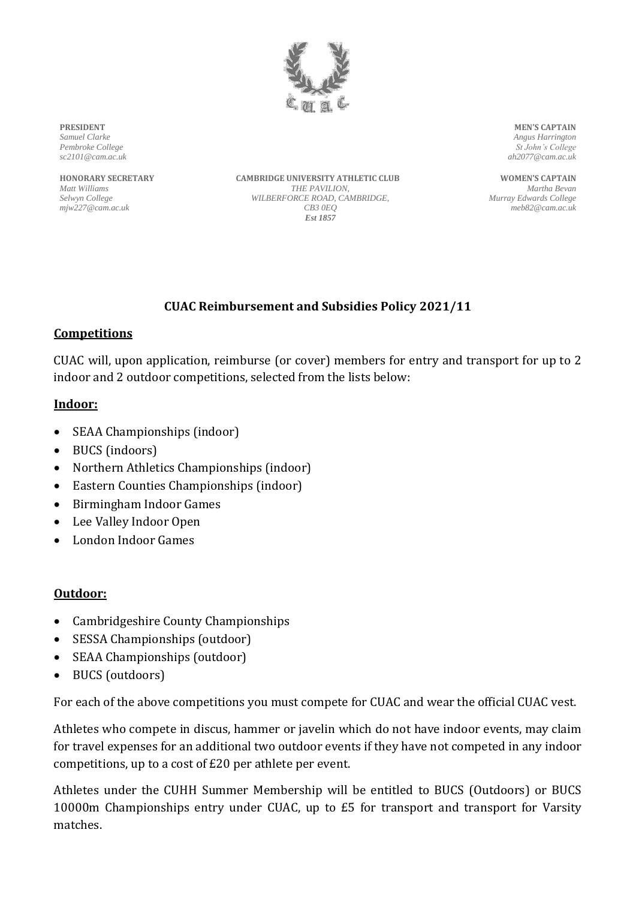**PRESIDENT**
*Samuel Clarke*
*Pembroke College*
*sc2101@cam.ac.uk*

**MEN'S CAPTAIN**
*Angus Harrington*
*St John's College*
*ah2077@cam.ac.uk*

**HONORARY SECRETARY**
*Matt Williams*
*Selwyn College*
*mjw227@cam.ac.uk*

**CAMBRIDGE UNIVERSITY ATHLETIC CLUB**
*THE PAVILION,*
*WILBERFORCE ROAD, CAMBRIDGE,*
*CB3 0EQ*
***Est 1857***

**WOMEN'S CAPTAIN**
*Martha Bevan*
*Murray Edwards College*
*meb82@cam.ac.uk*

# CUAC Reimbursement and Subsidies Policy 2021/11

## Competitions

CUAC will, upon application, reimburse (or cover) members for entry and transport for up to 2 indoor and 2 outdoor competitions, selected from the lists below:

### Indoor:

- SEAA Championships (indoor)
- BUCS (indoors)
- Northern Athletics Championships (indoor)
- Eastern Counties Championships (indoor)
- Birmingham Indoor Games
- Lee Valley Indoor Open
- London Indoor Games

### Outdoor:

- Cambridgeshire County Championships
- SESSA Championships (outdoor)
- SEAA Championships (outdoor)
- BUCS (outdoors)

For each of the above competitions you must compete for CUAC and wear the official CUAC vest.

Athletes who compete in discus, hammer or javelin which do not have indoor events, may claim for travel expenses for an additional two outdoor events if they have not competed in any indoor competitions, up to a cost of £20 per athlete per event.

Athletes under the CUHH Summer Membership will be entitled to BUCS (Outdoors) or BUCS 10000m Championships entry under CUAC, up to £5 for transport and transport for Varsity matches.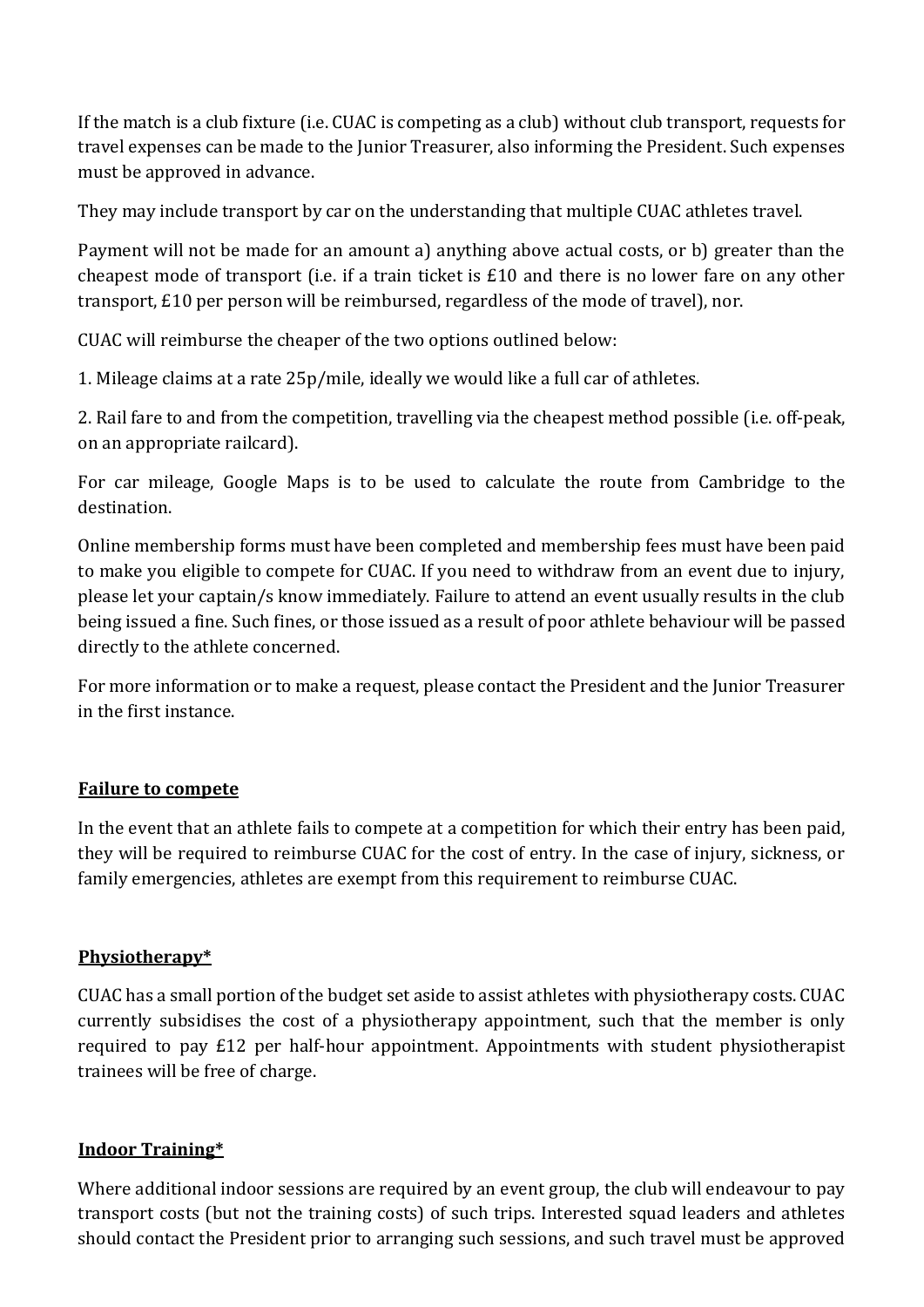If the match is a club fixture (i.e. CUAC is competing as a club) without club transport, requests for travel expenses can be made to the Junior Treasurer, also informing the President. Such expenses must be approved in advance.

They may include transport by car on the understanding that multiple CUAC athletes travel.

Payment will not be made for an amount a) anything above actual costs, or b) greater than the cheapest mode of transport (i.e. if a train ticket is £10 and there is no lower fare on any other transport, £10 per person will be reimbursed, regardless of the mode of travel), nor.

CUAC will reimburse the cheaper of the two options outlined below:

1. Mileage claims at a rate 25p/mile, ideally we would like a full car of athletes.

2. Rail fare to and from the competition, travelling via the cheapest method possible (i.e. off-peak, on an appropriate railcard).

For car mileage, Google Maps is to be used to calculate the route from Cambridge to the destination.

Online membership forms must have been completed and membership fees must have been paid to make you eligible to compete for CUAC. If you need to withdraw from an event due to injury, please let your captain/s know immediately. Failure to attend an event usually results in the club being issued a fine. Such fines, or those issued as a result of poor athlete behaviour will be passed directly to the athlete concerned.

For more information or to make a request, please contact the President and the Junior Treasurer in the first instance.

## Failure to compete

In the event that an athlete fails to compete at a competition for which their entry has been paid, they will be required to reimburse CUAC for the cost of entry. In the case of injury, sickness, or family emergencies, athletes are exempt from this requirement to reimburse CUAC.

## Physiotherapy*

CUAC has a small portion of the budget set aside to assist athletes with physiotherapy costs. CUAC currently subsidises the cost of a physiotherapy appointment, such that the member is only required to pay £12 per half-hour appointment. Appointments with student physiotherapist trainees will be free of charge.

## Indoor Training*

Where additional indoor sessions are required by an event group, the club will endeavour to pay transport costs (but not the training costs) of such trips. Interested squad leaders and athletes should contact the President prior to arranging such sessions, and such travel must be approved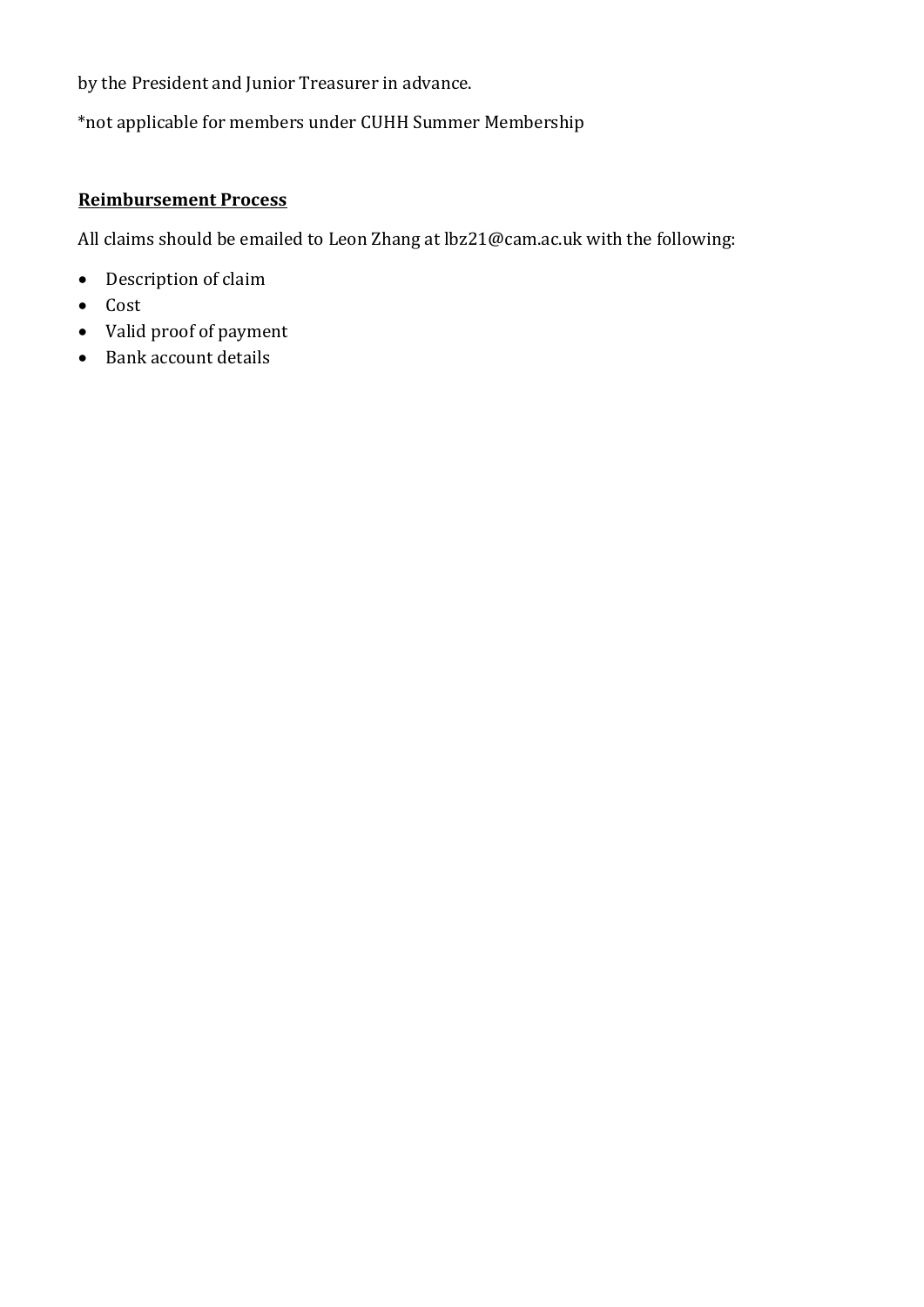by the President and Junior Treasurer in advance.

*not applicable for members under CUHH Summer Membership

## **Reimbursement Process**

All claims should be emailed to Leon Zhang at lbz21@cam.ac.uk with the following:

- Description of claim
- Cost
- Valid proof of payment
- Bank account details